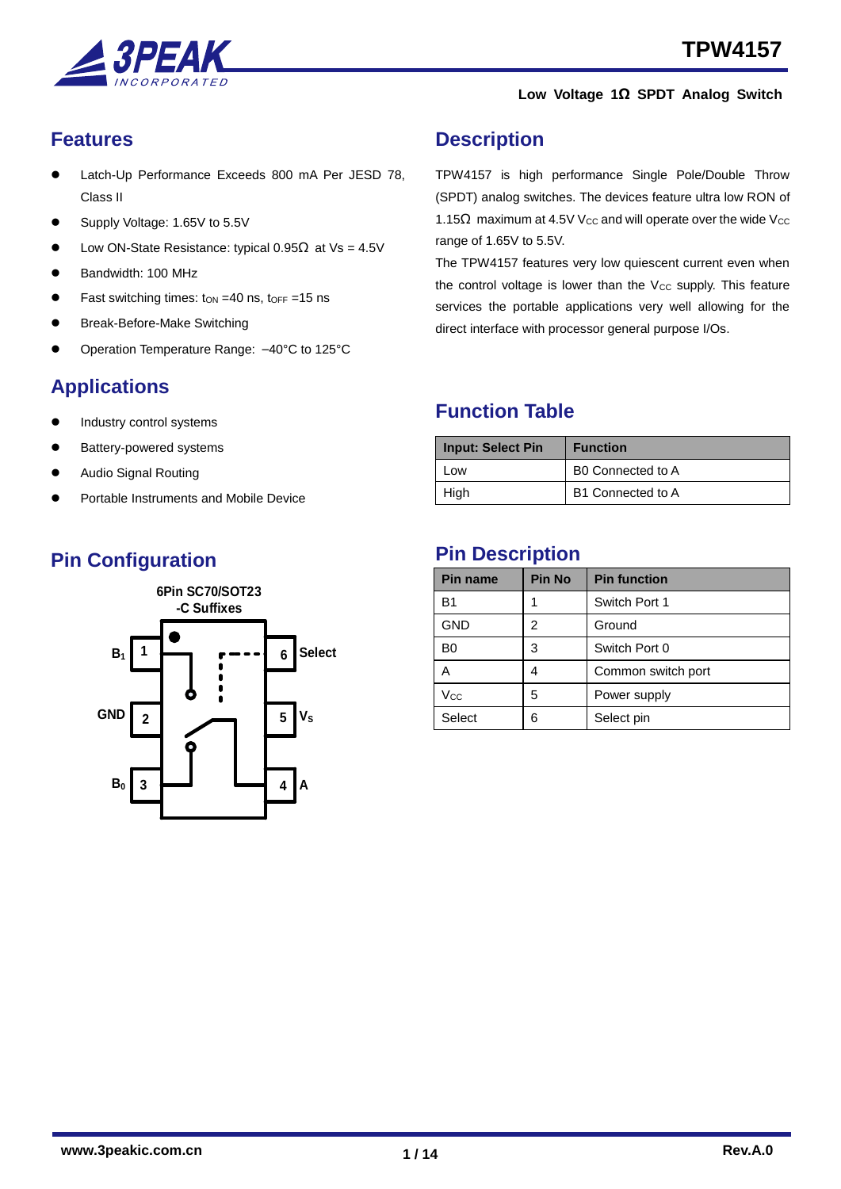# TPW4157

**Low Voltage 1Ω SPDT Analog Switch**

## Features

- Latch-Up Performance Exceeds 800 mA Per JESD 78, Class II
- Supply Voltage: 1.65V to 5.5V
- Low ON-State Resistance: typical 0.95Ω at Vs = 4.5V
- Bandwidth: 100 MHz
- Fast switching times: $t_{ON}$ =40 ns, $t_{OFF}$ =15 ns
- Break-Before-Make Switching
- Operation Temperature Range: –40°C to 125°C

## Applications

- Industry control systems
- Battery-powered systems
- Audio Signal Routing
- Portable Instruments and Mobile Device

## Pin Configuration

6Pin SC70/SOT23
-C Suffixes

| Pin | Left | Right | Pin |
|---|---|---|---|
| 1 | $B_1$ | Select | 6 |
| 2 | GND | $V_S$ | 5 |
| 3 | $B_0$ | A | 4 |

## Description

TPW4157 is high performance Single Pole/Double Throw (SPDT) analog switches. The devices feature ultra low RON of 1.15Ω maximum at 4.5V $V_{CC}$ and will operate over the wide $V_{CC}$ range of 1.65V to 5.5V.

The TPW4157 features very low quiescent current even when the control voltage is lower than the $V_{CC}$ supply. This feature services the portable applications very well allowing for the direct interface with processor general purpose I/Os.

## Function Table

| Input: Select Pin | Function |
|---|---|
| Low | B0 Connected to A |
| High | B1 Connected to A |

## Pin Description

| Pin name | Pin No | Pin function |
|---|---|---|
| B1 | 1 | Switch Port 1 |
| GND | 2 | Ground |
| B0 | 3 | Switch Port 0 |
| A | 4 | Common switch port |
| $V_{CC}$ | 5 | Power supply |
| Select | 6 | Select pin |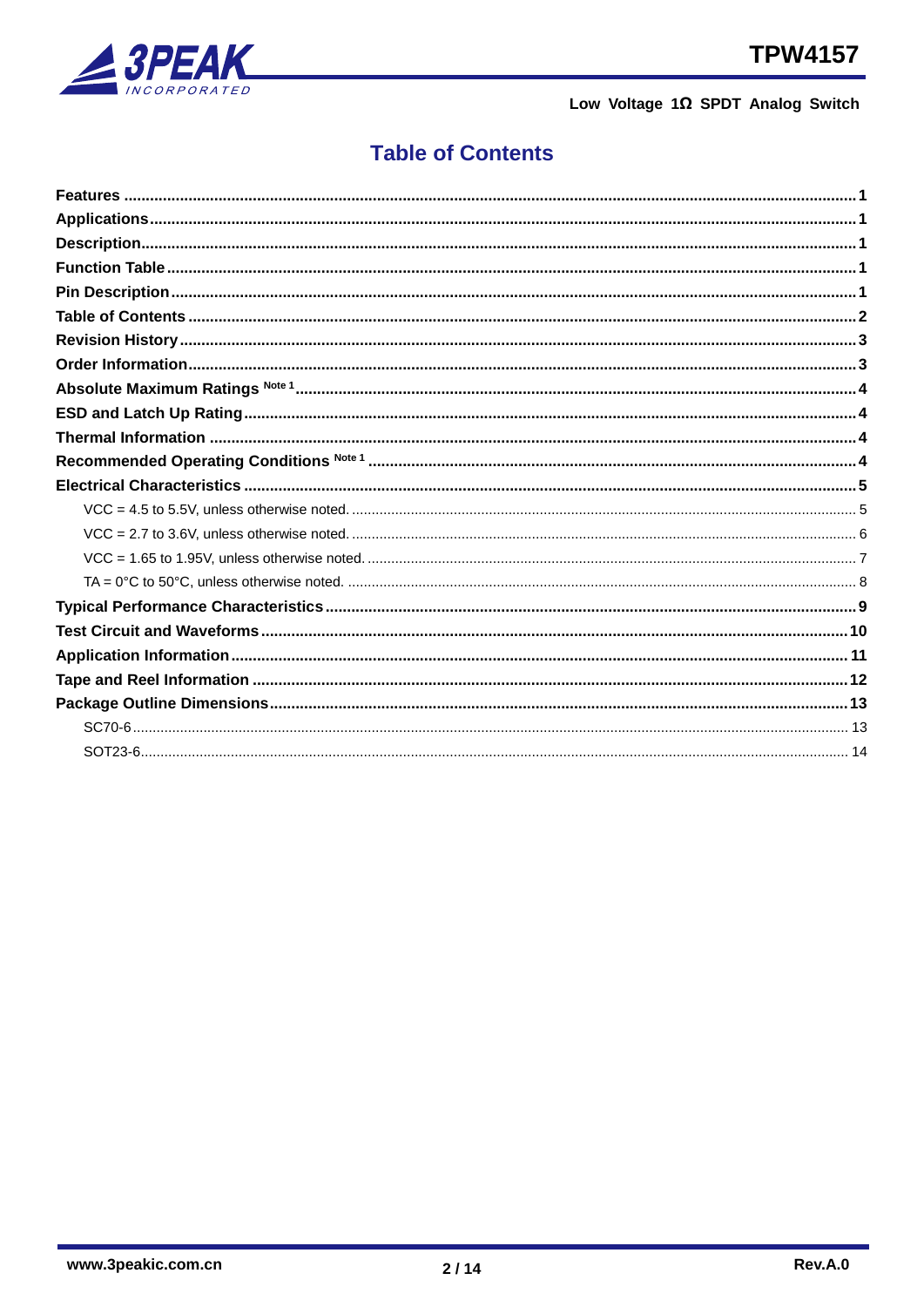# Table of Contents

**Features** ........................................................................................................................................ **1**

**Applications** ...................................................................................................................................... **1**

**Description** ........................................................................................................................................ **1**

**Function Table** ................................................................................................................................... **1**

**Pin Description** .................................................................................................................................. **1**

**Table of Contents** .............................................................................................................................. **2**

**Revision History** ................................................................................................................................ **3**

**Order Information** .............................................................................................................................. **3**

**Absolute Maximum Ratings** Note 1 ........................................................................................................ **4**

**ESD and Latch Up Rating** ................................................................................................................... **4**

**Thermal Information** .......................................................................................................................... **4**

**Recommended Operating Conditions** Note 1 ........................................................................................ **4**

**Electrical Characteristics** .................................................................................................................... **5**

- VCC = 4.5 to 5.5V, unless otherwise noted. ................................................................................ 5
- VCC = 2.7 to 3.6V, unless otherwise noted. ................................................................................ 6
- VCC = 1.65 to 1.95V, unless otherwise noted. ............................................................................ 7
- TA = 0°C to 50°C, unless otherwise noted. ................................................................................. 8

**Typical Performance Characteristics** .................................................................................................. **9**

**Test Circuit and Waveforms** .............................................................................................................. **10**

**Application Information** ..................................................................................................................... **11**

**Tape and Reel Information** ............................................................................................................... **12**

**Package Outline Dimensions** ............................................................................................................ **13**

- SC70-6 ........................................................................................................................................ 13
- SOT23-6 ...................................................................................................................................... 14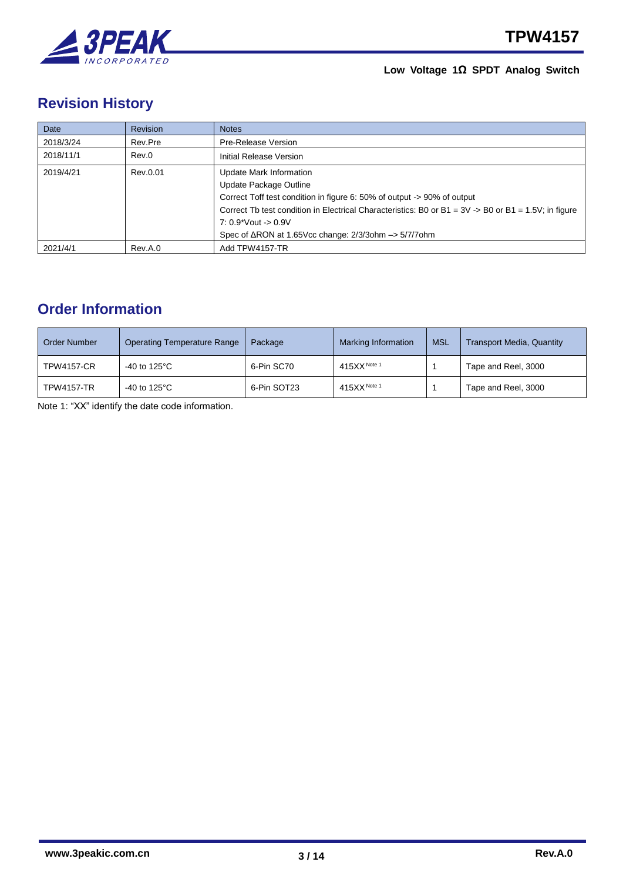## Revision History

| Date | Revision | Notes |
|---|---|---|
| 2018/3/24 | Rev.Pre | Pre-Release Version |
| 2018/11/1 | Rev.0 | Initial Release Version |
| 2019/4/21 | Rev.0.01 | Update Mark Information<br>Update Package Outline<br>Correct Toff test condition in figure 6: 50% of output -> 90% of output<br>Correct Tb test condition in Electrical Characteristics: B0 or B1 = 3V -> B0 or B1 = 1.5V; in figure 7: 0.9*Vout -> 0.9V<br>Spec of ΔRON at 1.65Vcc change: 2/3/3ohm –> 5/7/7ohm |
| 2021/4/1 | Rev.A.0 | Add TPW4157-TR |

## Order Information

| Order Number | Operating Temperature Range | Package | Marking Information | MSL | Transport Media, Quantity |
|---|---|---|---|---|---|
| TPW4157-CR | -40 to 125°C | 6-Pin SC70 | 415XX Note 1 | 1 | Tape and Reel, 3000 |
| TPW4157-TR | -40 to 125°C | 6-Pin SOT23 | 415XX Note 1 | 1 | Tape and Reel, 3000 |

Note 1: "XX" identify the date code information.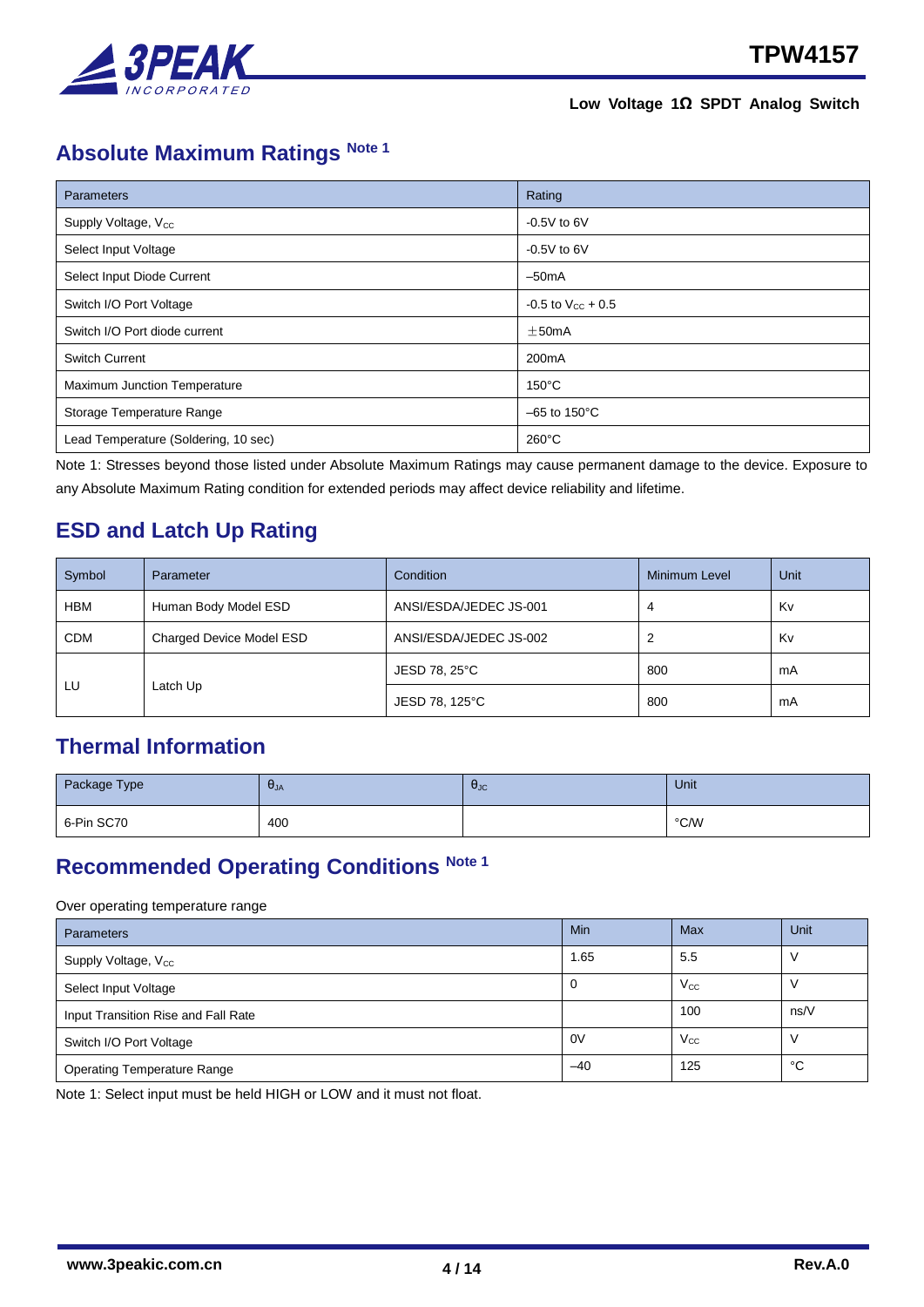## Absolute Maximum Ratings Note 1

| Parameters | Rating |
|---|---|
| Supply Voltage, $V_{CC}$ | -0.5V to 6V |
| Select Input Voltage | -0.5V to 6V |
| Select Input Diode Current | –50mA |
| Switch I/O Port Voltage | -0.5 to $V_{CC}$ + 0.5 |
| Switch I/O Port diode current | ±50mA |
| Switch Current | 200mA |
| Maximum Junction Temperature | 150°C |
| Storage Temperature Range | –65 to 150°C |
| Lead Temperature (Soldering, 10 sec) | 260°C |

Note 1: Stresses beyond those listed under Absolute Maximum Ratings may cause permanent damage to the device. Exposure to any Absolute Maximum Rating condition for extended periods may affect device reliability and lifetime.

## ESD and Latch Up Rating

| Symbol | Parameter | Condition | Minimum Level | Unit |
|---|---|---|---|---|
| HBM | Human Body Model ESD | ANSI/ESDA/JEDEC JS-001 | 4 | Kv |
| CDM | Charged Device Model ESD | ANSI/ESDA/JEDEC JS-002 | 2 | Kv |
| LU | Latch Up | JESD 78, 25°C | 800 | mA |
| | | JESD 78, 125°C | 800 | mA |

## Thermal Information

| Package Type | $\theta_{JA}$ | $\theta_{JC}$ | Unit |
|---|---|---|---|
| 6-Pin SC70 | 400 | | °C/W |

## Recommended Operating Conditions Note 1

Over operating temperature range

| Parameters | Min | Max | Unit |
|---|---|---|---|
| Supply Voltage, $V_{CC}$ | 1.65 | 5.5 | V |
| Select Input Voltage | 0 | $V_{CC}$ | V |
| Input Transition Rise and Fall Rate | | 100 | ns/V |
| Switch I/O Port Voltage | 0V | $V_{CC}$ | V |
| Operating Temperature Range | –40 | 125 | °C |

Note 1: Select input must be held HIGH or LOW and it must not float.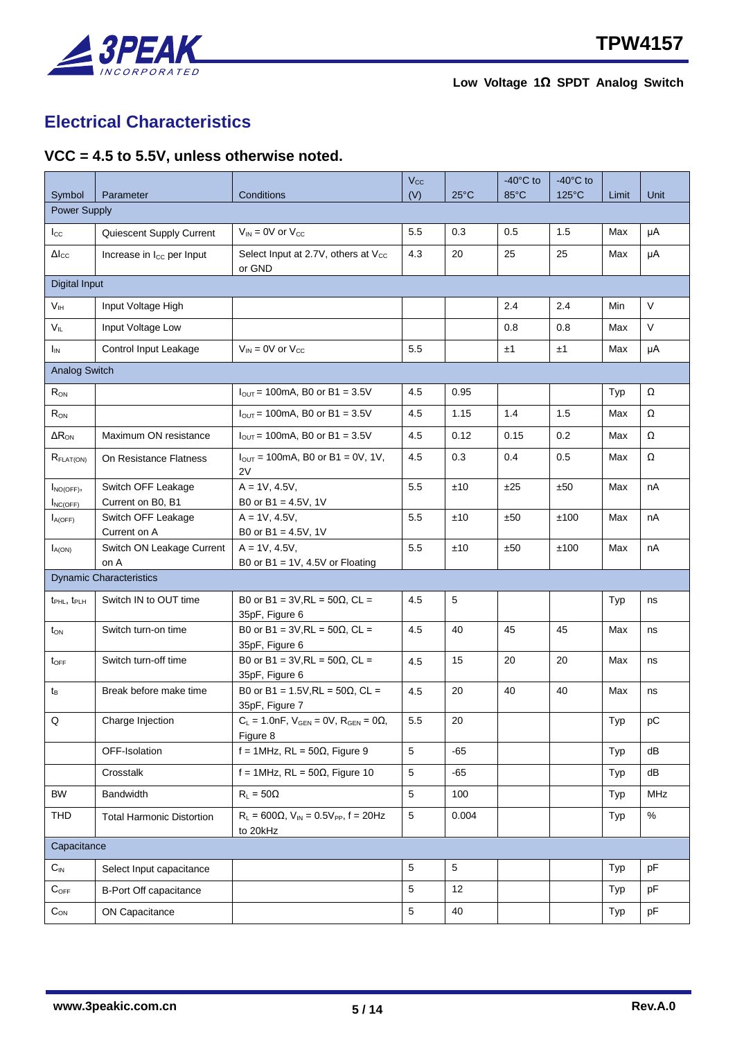## Electrical Characteristics

### VCC = 4.5 to 5.5V, unless otherwise noted.

| Symbol | Parameter | Conditions | $V_{CC}$ (V) | 25°C | -40°C to 85°C | -40°C to 125°C | Limit | Unit |
|---|---|---|---|---|---|---|---|---|
| Power Supply | | | | | | | | |
| $I_{CC}$ | Quiescent Supply Current | $V_{IN}$ = 0V or $V_{CC}$ | 5.5 | 0.3 | 0.5 | 1.5 | Max | μA |
| $\Delta I_{CC}$ | Increase in $I_{CC}$ per Input | Select Input at 2.7V, others at $V_{CC}$ or GND | 4.3 | 20 | 25 | 25 | Max | μA |
| Digital Input | | | | | | | | |
| $V_{IH}$ | Input Voltage High | | | | 2.4 | 2.4 | Min | V |
| $V_{IL}$ | Input Voltage Low | | | | 0.8 | 0.8 | Max | V |
| $I_{IN}$ | Control Input Leakage | $V_{IN}$ = 0V or $V_{CC}$ | 5.5 | | ±1 | ±1 | Max | μA |
| Analog Switch | | | | | | | | |
| $R_{ON}$ | | $I_{OUT}$ = 100mA, B0 or B1 = 3.5V | 4.5 | 0.95 | | | Typ | Ω |
| $R_{ON}$ | | $I_{OUT}$ = 100mA, B0 or B1 = 3.5V | 4.5 | 1.15 | 1.4 | 1.5 | Max | Ω |
| $\Delta R_{ON}$ | Maximum ON resistance | $I_{OUT}$ = 100mA, B0 or B1 = 3.5V | 4.5 | 0.12 | 0.15 | 0.2 | Max | Ω |
| $R_{FLAT(ON)}$ | On Resistance Flatness | $I_{OUT}$ = 100mA, B0 or B1 = 0V, 1V, 2V | 4.5 | 0.3 | 0.4 | 0.5 | Max | Ω |
| $I_{NO(OFF)}$, $I_{NC(OFF)}$ | Switch OFF Leakage Current on B0, B1 | A = 1V, 4.5V, B0 or B1 = 4.5V, 1V | 5.5 | ±10 | ±25 | ±50 | Max | nA |
| $I_{A(OFF)}$ | Switch OFF Leakage Current on A | A = 1V, 4.5V, B0 or B1 = 4.5V, 1V | 5.5 | ±10 | ±50 | ±100 | Max | nA |
| $I_{A(ON)}$ | Switch ON Leakage Current on A | A = 1V, 4.5V, B0 or B1 = 1V, 4.5V or Floating | 5.5 | ±10 | ±50 | ±100 | Max | nA |
| Dynamic Characteristics | | | | | | | | |
| $t_{PHL}$, $t_{PLH}$ | Switch IN to OUT time | B0 or B1 = 3V,RL = 50Ω, CL = 35pF, Figure 6 | 4.5 | 5 | | | Typ | ns |
| $t_{ON}$ | Switch turn-on time | B0 or B1 = 3V,RL = 50Ω, CL = 35pF, Figure 6 | 4.5 | 40 | 45 | 45 | Max | ns |
| $t_{OFF}$ | Switch turn-off time | B0 or B1 = 3V,RL = 50Ω, CL = 35pF, Figure 6 | 4.5 | 15 | 20 | 20 | Max | ns |
| $t_B$ | Break before make time | B0 or B1 = 1.5V,RL = 50Ω, CL = 35pF, Figure 7 | 4.5 | 20 | 40 | 40 | Max | ns |
| Q | Charge Injection | $C_L$ = 1.0nF, $V_{GEN}$ = 0V, $R_{GEN}$ = 0Ω, Figure 8 | 5.5 | 20 | | | Typ | pC |
| | OFF-Isolation | f = 1MHz, RL = 50Ω, Figure 9 | 5 | -65 | | | Typ | dB |
| | Crosstalk | f = 1MHz, RL = 50Ω, Figure 10 | 5 | -65 | | | Typ | dB |
| BW | Bandwidth | $R_L$ = 50Ω | 5 | 100 | | | Typ | MHz |
| THD | Total Harmonic Distortion | $R_L$ = 600Ω, $V_{IN}$ = 0.5$V_{PP}$, f = 20Hz to 20kHz | 5 | 0.004 | | | Typ | % |
| Capacitance | | | | | | | | |
| $C_{IN}$ | Select Input capacitance | | 5 | 5 | | | Typ | pF |
| $C_{OFF}$ | B-Port Off capacitance | | 5 | 12 | | | Typ | pF |
| $C_{ON}$ | ON Capacitance | | 5 | 40 | | | Typ | pF |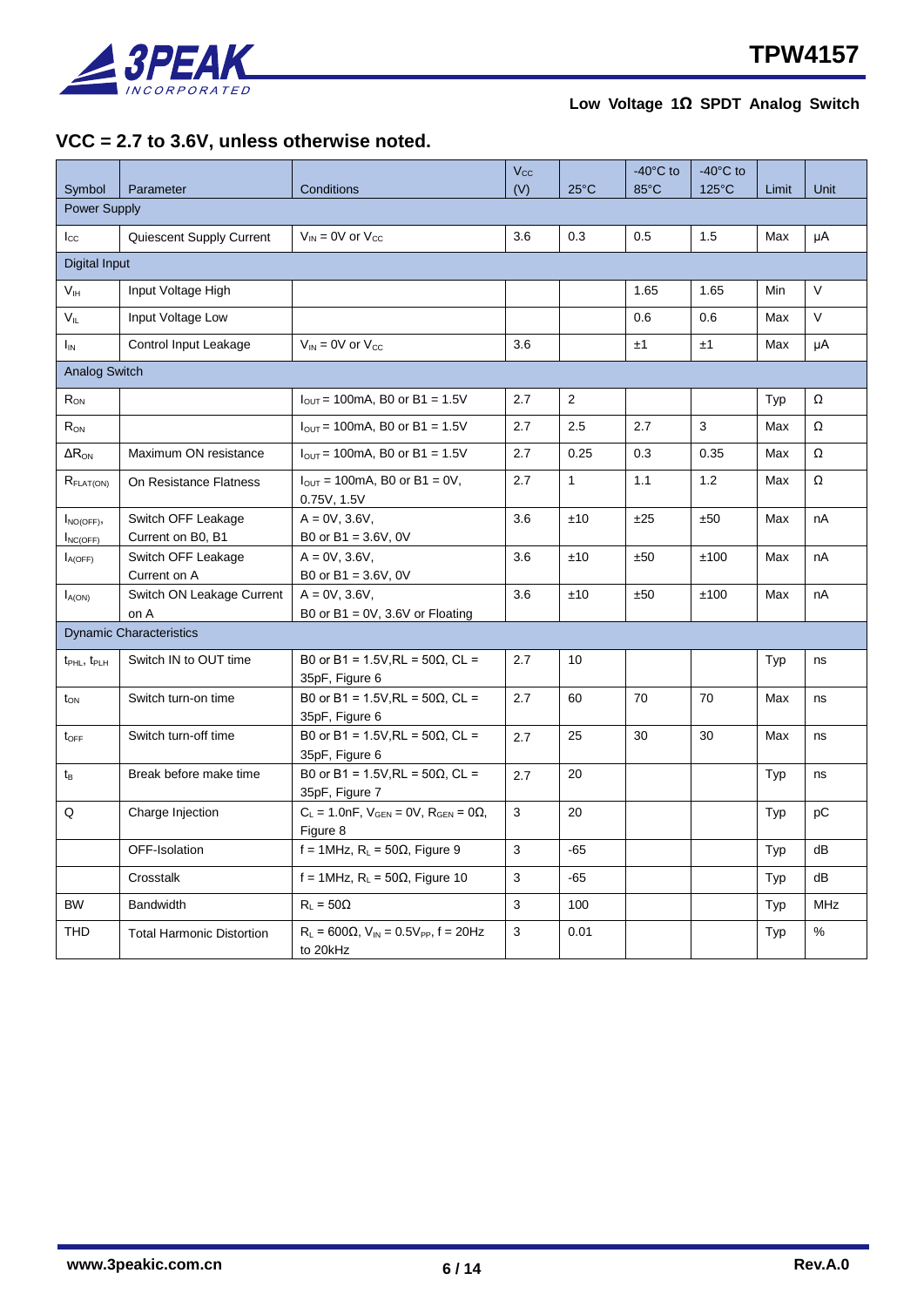## VCC = 2.7 to 3.6V, unless otherwise noted.

| Symbol | Parameter | Conditions | $V_{CC}$ (V) | 25°C | -40°C to 85°C | -40°C to 125°C | Limit | Unit |
|---|---|---|---|---|---|---|---|---|
| Power Supply | | | | | | | | |
| $I_{CC}$ | Quiescent Supply Current | $V_{IN}$ = 0V or $V_{CC}$ | 3.6 | 0.3 | 0.5 | 1.5 | Max | μA |
| Digital Input | | | | | | | | |
| $V_{IH}$ | Input Voltage High | | | | 1.65 | 1.65 | Min | V |
| $V_{IL}$ | Input Voltage Low | | | | 0.6 | 0.6 | Max | V |
| $I_{IN}$ | Control Input Leakage | $V_{IN}$ = 0V or $V_{CC}$ | 3.6 | | ±1 | ±1 | Max | μA |
| Analog Switch | | | | | | | | |
| $R_{ON}$ | | $I_{OUT}$ = 100mA, B0 or B1 = 1.5V | 2.7 | 2 | | | Typ | Ω |
| $R_{ON}$ | | $I_{OUT}$ = 100mA, B0 or B1 = 1.5V | 2.7 | 2.5 | 2.7 | 3 | Max | Ω |
| $\Delta R_{ON}$ | Maximum ON resistance | $I_{OUT}$ = 100mA, B0 or B1 = 1.5V | 2.7 | 0.25 | 0.3 | 0.35 | Max | Ω |
| $R_{FLAT(ON)}$ | On Resistance Flatness | $I_{OUT}$ = 100mA, B0 or B1 = 0V, 0.75V, 1.5V | 2.7 | 1 | 1.1 | 1.2 | Max | Ω |
| $I_{NO(OFF)}$, $I_{NC(OFF)}$ | Switch OFF Leakage Current on B0, B1 | A = 0V, 3.6V, B0 or B1 = 3.6V, 0V | 3.6 | ±10 | ±25 | ±50 | Max | nA |
| $I_{A(OFF)}$ | Switch OFF Leakage Current on A | A = 0V, 3.6V, B0 or B1 = 3.6V, 0V | 3.6 | ±10 | ±50 | ±100 | Max | nA |
| $I_{A(ON)}$ | Switch ON Leakage Current on A | A = 0V, 3.6V, B0 or B1 = 0V, 3.6V or Floating | 3.6 | ±10 | ±50 | ±100 | Max | nA |
| Dynamic Characteristics | | | | | | | | |
| $t_{PHL}$, $t_{PLH}$ | Switch IN to OUT time | B0 or B1 = 1.5V,RL = 50Ω, CL = 35pF, Figure 6 | 2.7 | 10 | | | Typ | ns |
| $t_{ON}$ | Switch turn-on time | B0 or B1 = 1.5V,RL = 50Ω, CL = 35pF, Figure 6 | 2.7 | 60 | 70 | 70 | Max | ns |
| $t_{OFF}$ | Switch turn-off time | B0 or B1 = 1.5V,RL = 50Ω, CL = 35pF, Figure 6 | 2.7 | 25 | 30 | 30 | Max | ns |
| $t_B$ | Break before make time | B0 or B1 = 1.5V,RL = 50Ω, CL = 35pF, Figure 7 | 2.7 | 20 | | | Typ | ns |
| Q | Charge Injection | $C_L$ = 1.0nF, $V_{GEN}$ = 0V, $R_{GEN}$ = 0Ω, Figure 8 | 3 | 20 | | | Typ | pC |
| | OFF-Isolation | f = 1MHz, $R_L$ = 50Ω, Figure 9 | 3 | -65 | | | Typ | dB |
| | Crosstalk | f = 1MHz, $R_L$ = 50Ω, Figure 10 | 3 | -65 | | | Typ | dB |
| BW | Bandwidth | $R_L$ = 50Ω | 3 | 100 | | | Typ | MHz |
| THD | Total Harmonic Distortion | $R_L$ = 600Ω, $V_{IN}$ = 0.5$V_{PP}$, f = 20Hz to 20kHz | 3 | 0.01 | | | Typ | % |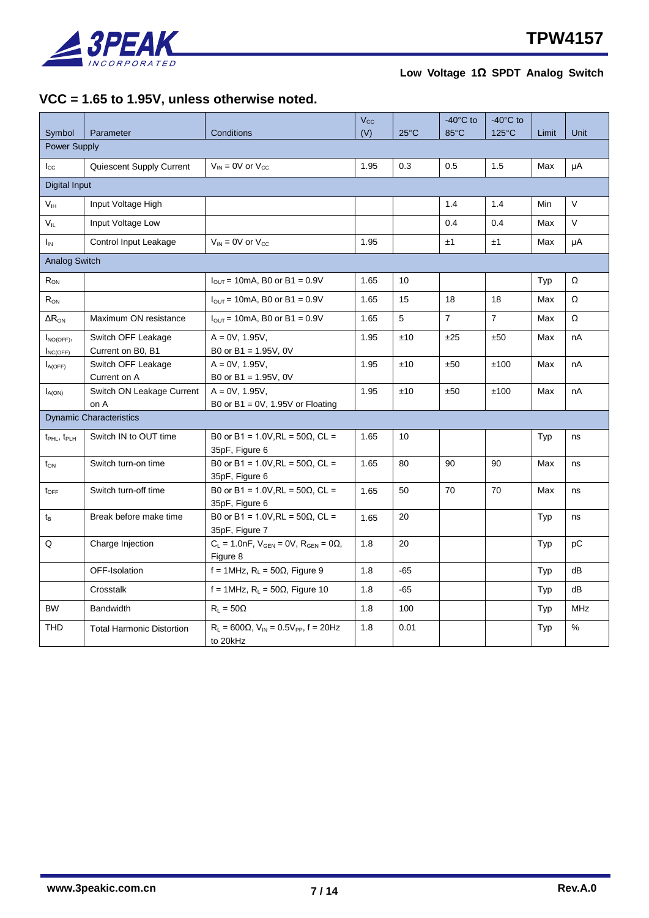## VCC = 1.65 to 1.95V, unless otherwise noted.

| Symbol | Parameter | Conditions | $V_{CC}$ (V) | 25°C | -40°C to 85°C | -40°C to 125°C | Limit | Unit |
|---|---|---|---|---|---|---|---|---|
| Power Supply | | | | | | | | |
| $I_{CC}$ | Quiescent Supply Current | $V_{IN}$ = 0V or $V_{CC}$ | 1.95 | 0.3 | 0.5 | 1.5 | Max | μA |
| Digital Input | | | | | | | | |
| $V_{IH}$ | Input Voltage High | | | | 1.4 | 1.4 | Min | V |
| $V_{IL}$ | Input Voltage Low | | | | 0.4 | 0.4 | Max | V |
| $I_{IN}$ | Control Input Leakage | $V_{IN}$ = 0V or $V_{CC}$ | 1.95 | | ±1 | ±1 | Max | μA |
| Analog Switch | | | | | | | | |
| $R_{ON}$ | | $I_{OUT}$ = 10mA, B0 or B1 = 0.9V | 1.65 | 10 | | | Typ | Ω |
| $R_{ON}$ | | $I_{OUT}$ = 10mA, B0 or B1 = 0.9V | 1.65 | 15 | 18 | 18 | Max | Ω |
| $\Delta R_{ON}$ | Maximum ON resistance | $I_{OUT}$ = 10mA, B0 or B1 = 0.9V | 1.65 | 5 | 7 | 7 | Max | Ω |
| $I_{NO(OFF)}$, $I_{NC(OFF)}$ | Switch OFF Leakage Current on B0, B1 | A = 0V, 1.95V, B0 or B1 = 1.95V, 0V | 1.95 | ±10 | ±25 | ±50 | Max | nA |
| $I_{A(OFF)}$ | Switch OFF Leakage Current on A | A = 0V, 1.95V, B0 or B1 = 1.95V, 0V | 1.95 | ±10 | ±50 | ±100 | Max | nA |
| $I_{A(ON)}$ | Switch ON Leakage Current on A | A = 0V, 1.95V, B0 or B1 = 0V, 1.95V or Floating | 1.95 | ±10 | ±50 | ±100 | Max | nA |
| Dynamic Characteristics | | | | | | | | |
| $t_{PHL}$, $t_{PLH}$ | Switch IN to OUT time | B0 or B1 = 1.0V,RL = 50Ω, CL = 35pF, Figure 6 | 1.65 | 10 | | | Typ | ns |
| $t_{ON}$ | Switch turn-on time | B0 or B1 = 1.0V,RL = 50Ω, CL = 35pF, Figure 6 | 1.65 | 80 | 90 | 90 | Max | ns |
| $t_{OFF}$ | Switch turn-off time | B0 or B1 = 1.0V,RL = 50Ω, CL = 35pF, Figure 6 | 1.65 | 50 | 70 | 70 | Max | ns |
| $t_B$ | Break before make time | B0 or B1 = 1.0V,RL = 50Ω, CL = 35pF, Figure 7 | 1.65 | 20 | | | Typ | ns |
| Q | Charge Injection | $C_L$ = 1.0nF, $V_{GEN}$ = 0V, $R_{GEN}$ = 0Ω, Figure 8 | 1.8 | 20 | | | Typ | pC |
| | OFF-Isolation | f = 1MHz, $R_L$ = 50Ω, Figure 9 | 1.8 | -65 | | | Typ | dB |
| | Crosstalk | f = 1MHz, $R_L$ = 50Ω, Figure 10 | 1.8 | -65 | | | Typ | dB |
| BW | Bandwidth | $R_L$ = 50Ω | 1.8 | 100 | | | Typ | MHz |
| THD | Total Harmonic Distortion | $R_L$ = 600Ω, $V_{IN}$ = 0.5$V_{PP}$, f = 20Hz to 20kHz | 1.8 | 0.01 | | | Typ | % |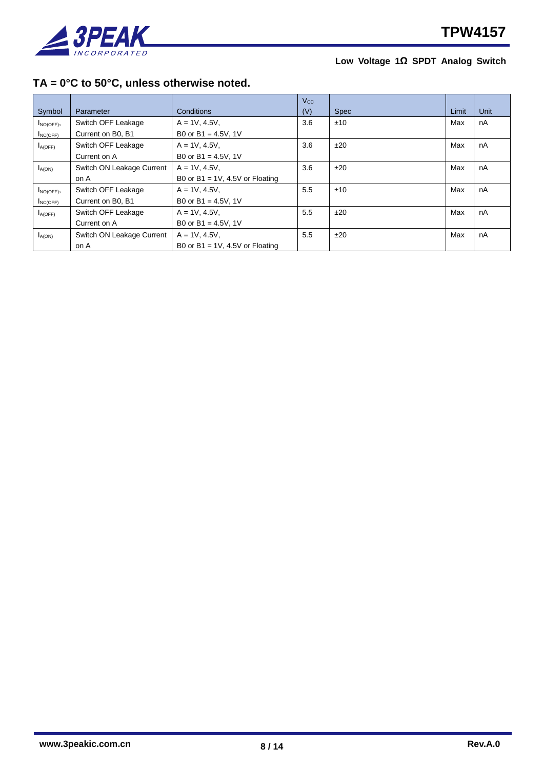### TA = 0°C to 50°C, unless otherwise noted.

| Symbol | Parameter | Conditions | $V_{CC}$ (V) | Spec | Limit | Unit |
|---|---|---|---|---|---|---|
| $I_{NO(OFF)}$, $I_{NC(OFF)}$ | Switch OFF Leakage Current on B0, B1 | A = 1V, 4.5V, B0 or B1 = 4.5V, 1V | 3.6 | ±10 | Max | nA |
| $I_{A(OFF)}$ | Switch OFF Leakage Current on A | A = 1V, 4.5V, B0 or B1 = 4.5V, 1V | 3.6 | ±20 | Max | nA |
| $I_{A(ON)}$ | Switch ON Leakage Current on A | A = 1V, 4.5V, B0 or B1 = 1V, 4.5V or Floating | 3.6 | ±20 | Max | nA |
| $I_{NO(OFF)}$, $I_{NC(OFF)}$ | Switch OFF Leakage Current on B0, B1 | A = 1V, 4.5V, B0 or B1 = 4.5V, 1V | 5.5 | ±10 | Max | nA |
| $I_{A(OFF)}$ | Switch OFF Leakage Current on A | A = 1V, 4.5V, B0 or B1 = 4.5V, 1V | 5.5 | ±20 | Max | nA |
| $I_{A(ON)}$ | Switch ON Leakage Current on A | A = 1V, 4.5V, B0 or B1 = 1V, 4.5V or Floating | 5.5 | ±20 | Max | nA |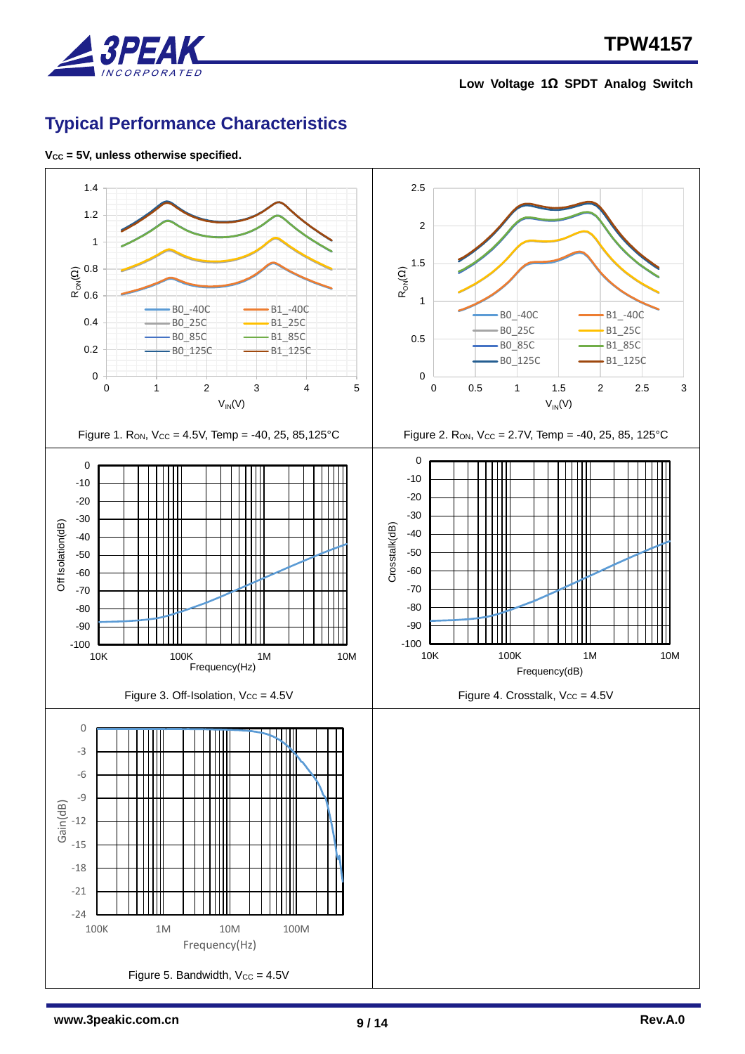## Typical Performance Characteristics

**$V_{CC}$ = 5V, unless otherwise specified.**

Figure 1. $R_{ON}$, $V_{CC}$ = 4.5V, Temp = -40, 25, 85,125°C

Figure 2. $R_{ON}$, $V_{CC}$ = 2.7V, Temp = -40, 25, 85, 125°C

Figure 3. Off-Isolation, $V_{CC}$ = 4.5V

Figure 4. Crosstalk, $V_{CC}$ = 4.5V

Figure 5. Bandwidth, $V_{CC}$ = 4.5V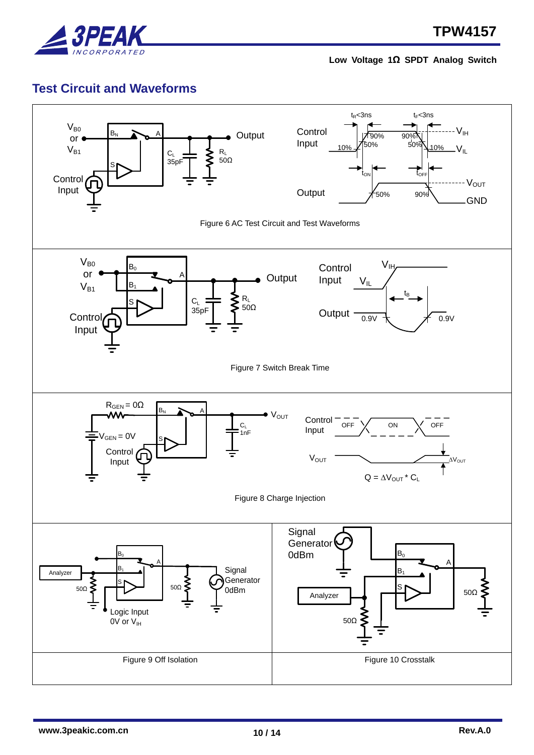## Test Circuit and Waveforms

Figure 6 AC Test Circuit and Test Waveforms

Figure 7 Switch Break Time

Figure 8 Charge Injection

$Q = \Delta V_{OUT} * C_L$

Figure 9 Off Isolation

Figure 10 Crosstalk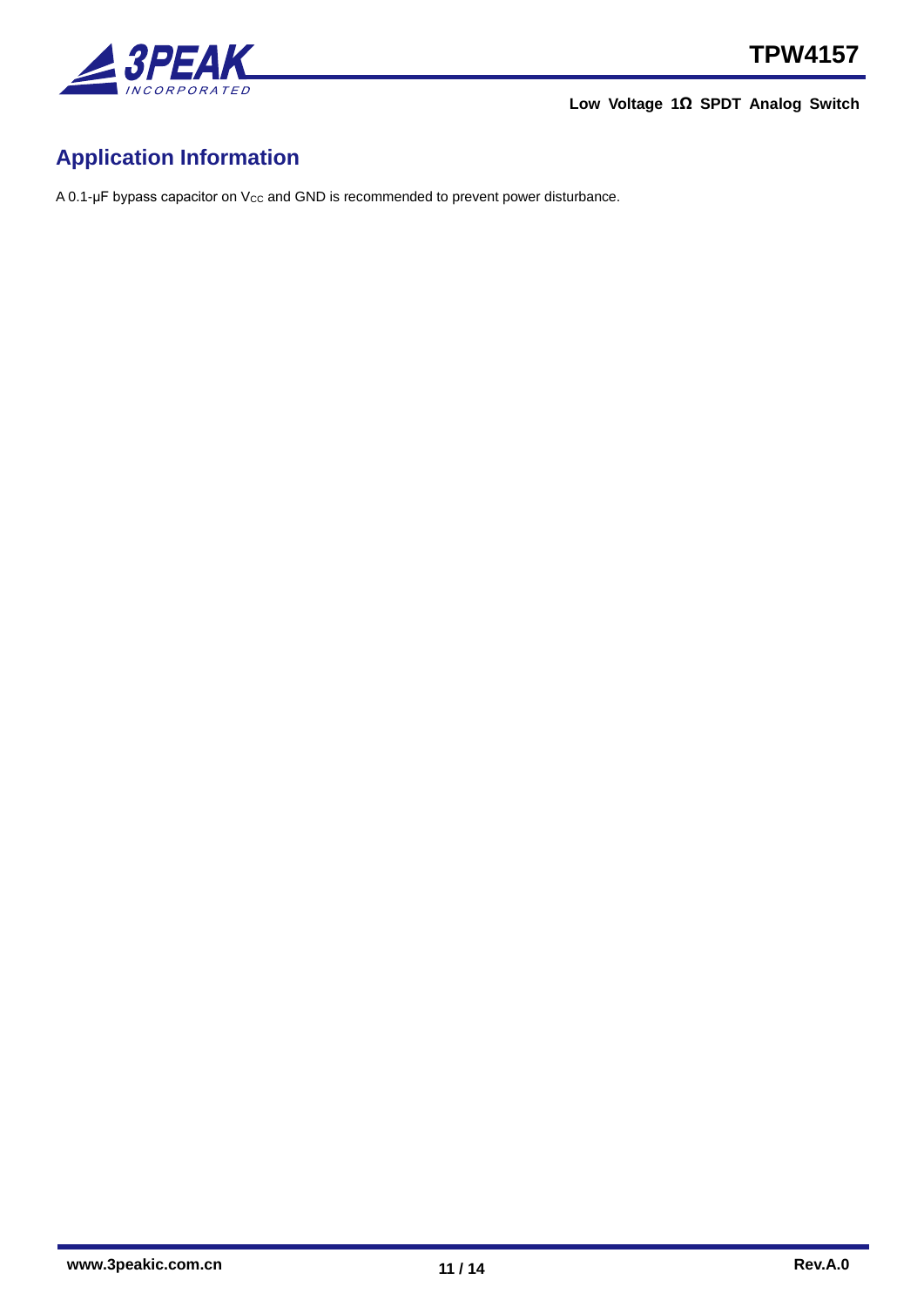## Application Information

A 0.1-μF bypass capacitor on $V_{CC}$ and GND is recommended to prevent power disturbance.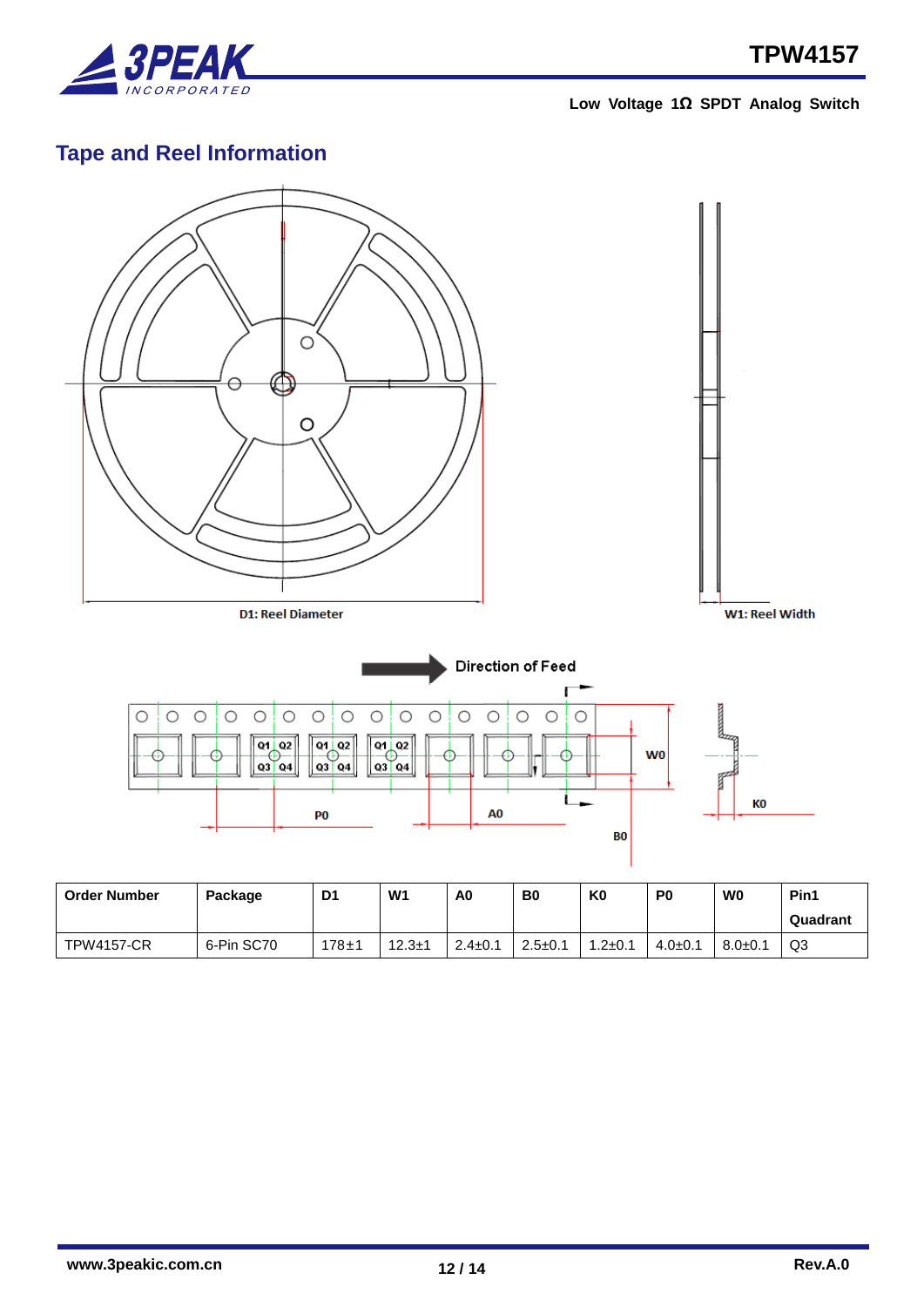## Tape and Reel Information

D1: Reel Diameter

W1: Reel Width

Direction of Feed

| Order Number | Package | D1 | W1 | A0 | B0 | K0 | P0 | W0 | Pin1 Quadrant |
|---|---|---|---|---|---|---|---|---|---|
| TPW4157-CR | 6-Pin SC70 | 178±1 | 12.3±1 | 2.4±0.1 | 2.5±0.1 | 1.2±0.1 | 4.0±0.1 | 8.0±0.1 | Q3 |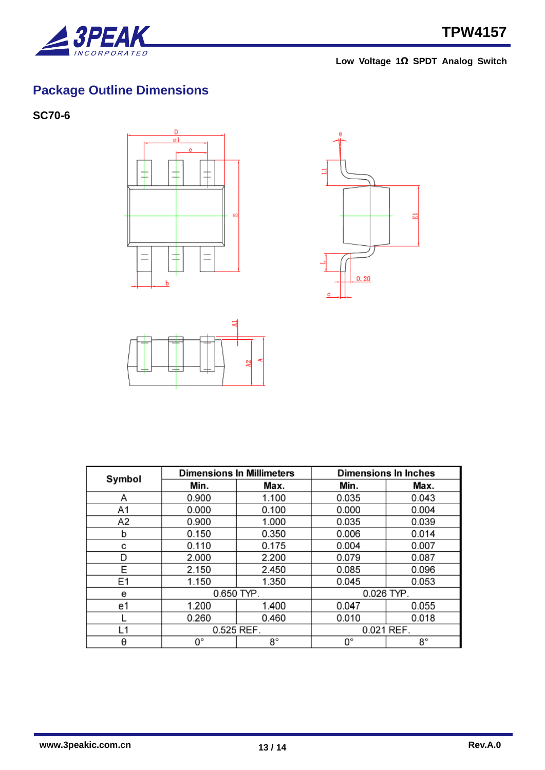## Package Outline Dimensions

### SC70-6

| Symbol | Dimensions In Millimeters | | Dimensions In Inches | |
|---|---|---|---|---|
| | Min. | Max. | Min. | Max. |
| A | 0.900 | 1.100 | 0.035 | 0.043 |
| A1 | 0.000 | 0.100 | 0.000 | 0.004 |
| A2 | 0.900 | 1.000 | 0.035 | 0.039 |
| b | 0.150 | 0.350 | 0.006 | 0.014 |
| c | 0.110 | 0.175 | 0.004 | 0.007 |
| D | 2.000 | 2.200 | 0.079 | 0.087 |
| E | 2.150 | 2.450 | 0.085 | 0.096 |
| E1 | 1.150 | 1.350 | 0.045 | 0.053 |
| e | 0.650 TYP. | | 0.026 TYP. | |
| e1 | 1.200 | 1.400 | 0.047 | 0.055 |
| L | 0.260 | 0.460 | 0.010 | 0.018 |
| L1 | 0.525 REF. | | 0.021 REF. | |
| θ | 0° | 8° | 0° | 8° |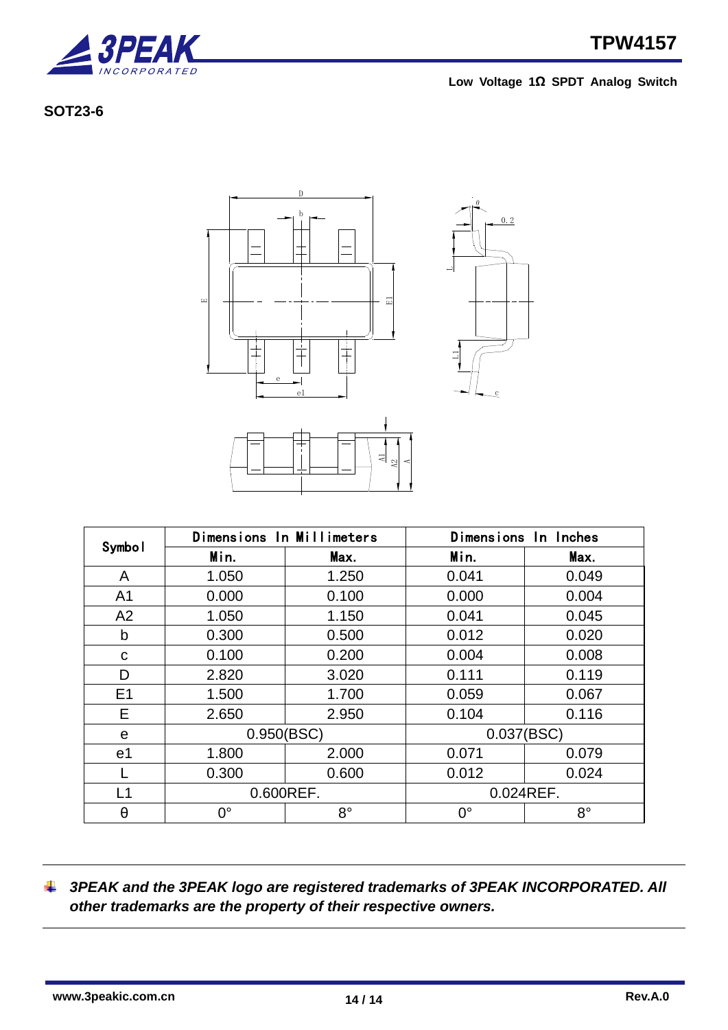## SOT23-6

D
b
E
E1
e
e1
θ
0.2
L
L1
c
A1
A2
A

| Symbol | Dimensions In Millimeters | | Dimensions In Inches | |
|---|---|---|---|---|
| | Min. | Max. | Min. | Max. |
| A | 1.050 | 1.250 | 0.041 | 0.049 |
| A1 | 0.000 | 0.100 | 0.000 | 0.004 |
| A2 | 1.050 | 1.150 | 0.041 | 0.045 |
| b | 0.300 | 0.500 | 0.012 | 0.020 |
| c | 0.100 | 0.200 | 0.004 | 0.008 |
| D | 2.820 | 3.020 | 0.111 | 0.119 |
| E1 | 1.500 | 1.700 | 0.059 | 0.067 |
| E | 2.650 | 2.950 | 0.104 | 0.116 |
| e | 0.950(BSC) | | 0.037(BSC) | |
| e1 | 1.800 | 2.000 | 0.071 | 0.079 |
| L | 0.300 | 0.600 | 0.012 | 0.024 |
| L1 | 0.600REF. | | 0.024REF. | |
| θ | 0° | 8° | 0° | 8° |

- ***3PEAK and the 3PEAK logo are registered trademarks of 3PEAK INCORPORATED. All other trademarks are the property of their respective owners.***